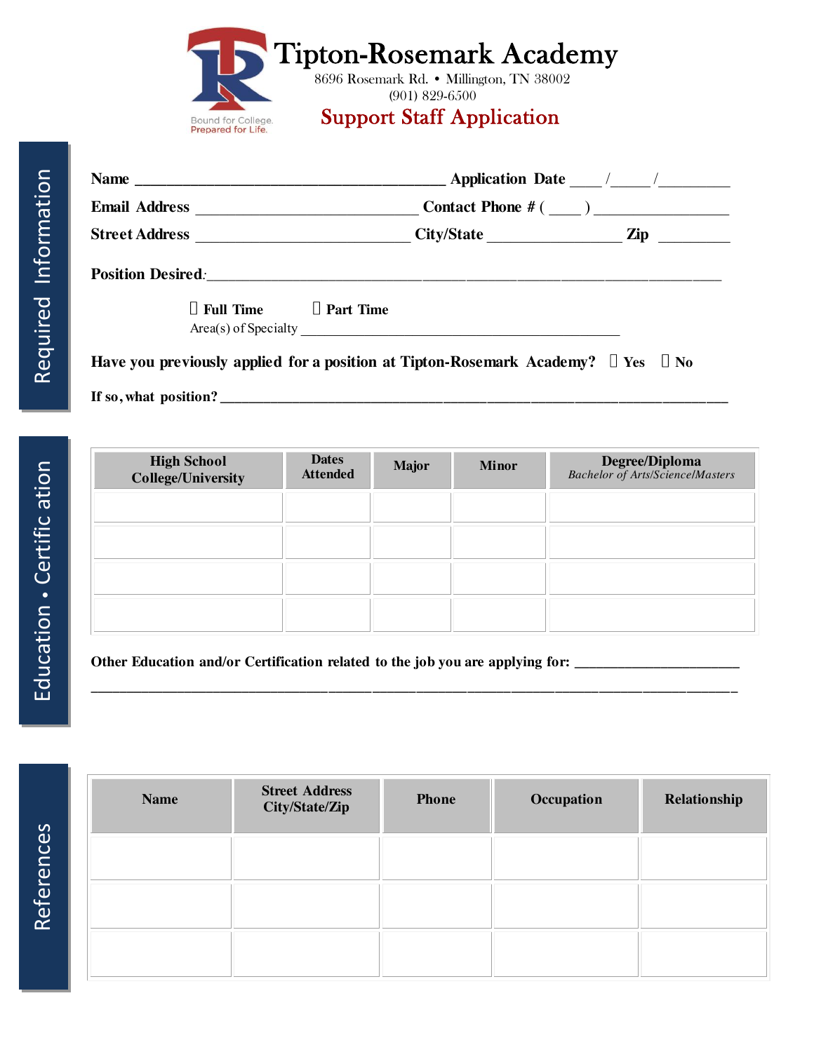# Tipton-Rosemark Academy

8696 Rosemark Rd. • Millington, TN 38002
(901) 829-6500

Bound for College.
Prepared for Life.

## Support Staff Application

## Required Information

**Name** ________________________________________ **Application Date** ____ /_____ /_________

**Email Address** ____________________________ **Contact Phone #** ( ____ ) _________________

**Street Address** ___________________________ **City/State** _________________ **Zip** _________

**Position Desired**:_____________________________________________________________________

☐ **Full Time** ☐ **Part Time**

Area(s) of Specialty ___________________________________________

**Have you previously applied for a position at Tipton-Rosemark Academy?** ☐ **Yes** ☐ **No**

**If so, what position?** ________________________________________________________________

## Education • Certification

| High School College/University | Dates Attended | Major | Minor | Degree/Diploma *Bachelor of Arts/Science/Masters* |
|---|---|---|---|---|
| | | | | |
| | | | | |
| | | | | |
| | | | | |

**Other Education and/or Certification related to the job you are applying for:** ______________________

______________________________________________________________________________________

## References

| Name | Street Address City/State/Zip | Phone | Occupation | Relationship |
|---|---|---|---|---|
| | | | | |
| | | | | |
| | | | | |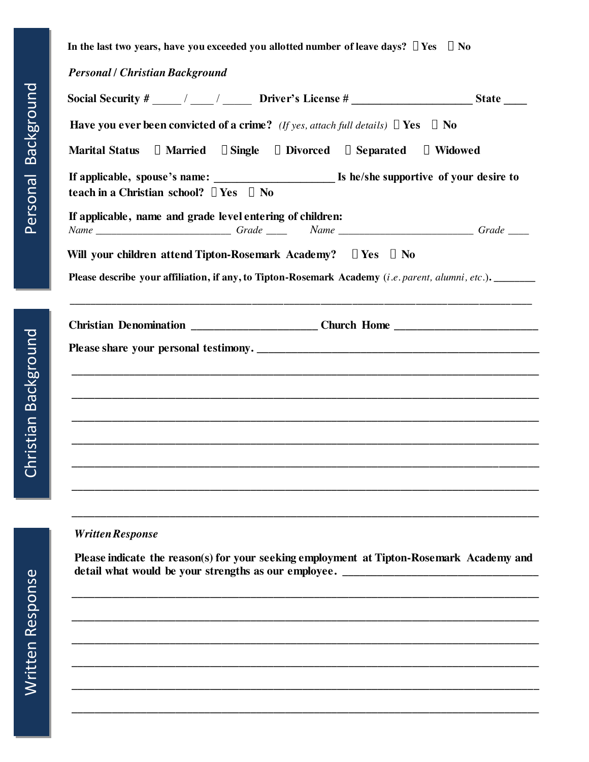**In the last two years, have you exceeded you allotted number of leave days?** ☐ **Yes** ☐ **No**

## Personal Background

***Personal / Christian Background***

**Social Security #** _____ / ____ / _____ **Driver's License #** _____________________ **State** ____

**Have you ever been convicted of a crime?** *(If yes, attach full details)* ☐ **Yes** ☐ **No**

**Marital Status** ☐ **Married** ☐ **Single** ☐ **Divorced** ☐ **Separated** ☐ **Widowed**

**If applicable, spouse's name:** _____________________ **Is he/she supportive of your desire to teach in a Christian school?** ☐ **Yes** ☐ **No**

**If applicable, name and grade level entering of children:**

*Name* _________________________ *Grade* ____ *Name* _________________________ *Grade* ____

**Will your children attend Tipton-Rosemark Academy?** ☐ **Yes** ☐ **No**

**Please describe your affiliation, if any, to Tipton-Rosemark Academy** (*i.e. parent, alumni, etc*.). ________

______________________________________________________________________________

## Christian Background

**Christian Denomination** ______________________ **Church Home** _________________________

**Please share your personal testimony.** __________________________________________________

______________________________________________________________________________

______________________________________________________________________________

______________________________________________________________________________

______________________________________________________________________________

______________________________________________________________________________

______________________________________________________________________________

______________________________________________________________________________

## Written Response

***Written Response***

**Please indicate the reason(s) for your seeking employment at Tipton-Rosemark Academy and detail what would be your strengths as our employee.** _________________________________

______________________________________________________________________________

______________________________________________________________________________

______________________________________________________________________________

______________________________________________________________________________

______________________________________________________________________________

______________________________________________________________________________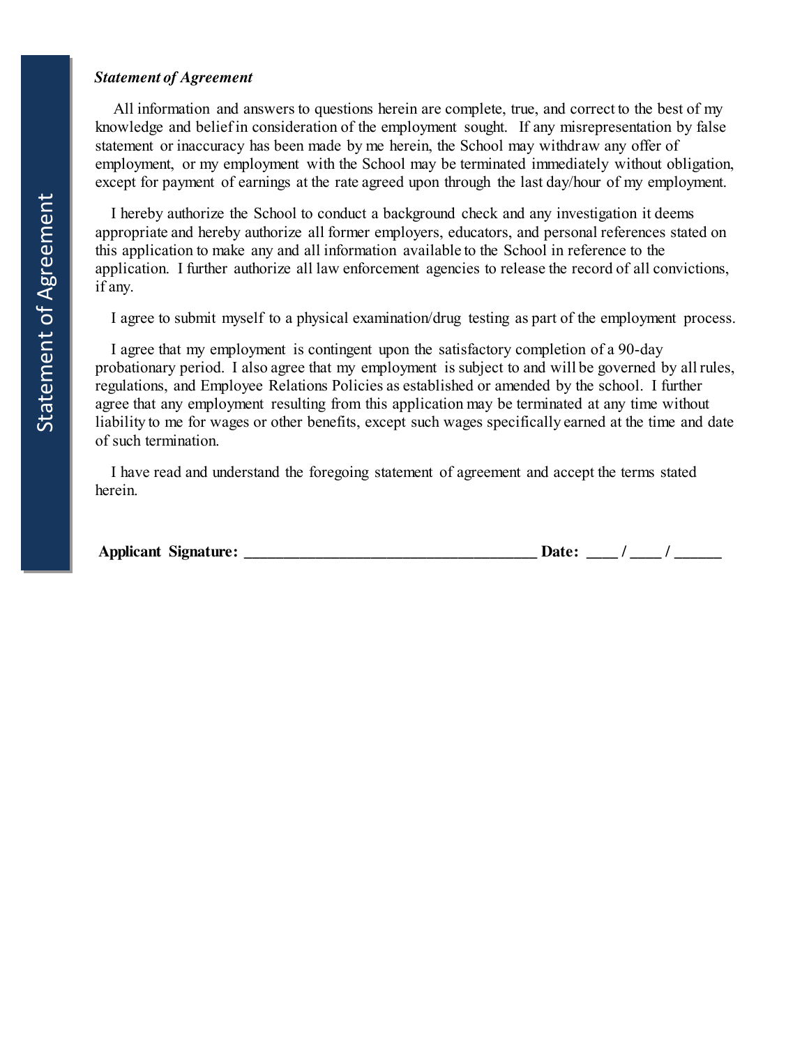*Statement of Agreement*

All information and answers to questions herein are complete, true, and correct to the best of my knowledge and belief in consideration of the employment sought. If any misrepresentation by false statement or inaccuracy has been made by me herein, the School may withdraw any offer of employment, or my employment with the School may be terminated immediately without obligation, except for payment of earnings at the rate agreed upon through the last day/hour of my employment.

I hereby authorize the School to conduct a background check and any investigation it deems appropriate and hereby authorize all former employers, educators, and personal references stated on this application to make any and all information available to the School in reference to the application. I further authorize all law enforcement agencies to release the record of all convictions, if any.

I agree to submit myself to a physical examination/drug testing as part of the employment process.

I agree that my employment is contingent upon the satisfactory completion of a 90-day probationary period. I also agree that my employment is subject to and will be governed by all rules, regulations, and Employee Relations Policies as established or amended by the school. I further agree that any employment resulting from this application may be terminated at any time without liability to me for wages or other benefits, except such wages specifically earned at the time and date of such termination.

I have read and understand the foregoing statement of agreement and accept the terms stated herein.

**Applicant Signature: ______________________________________ Date: ____ / ____ / ______**